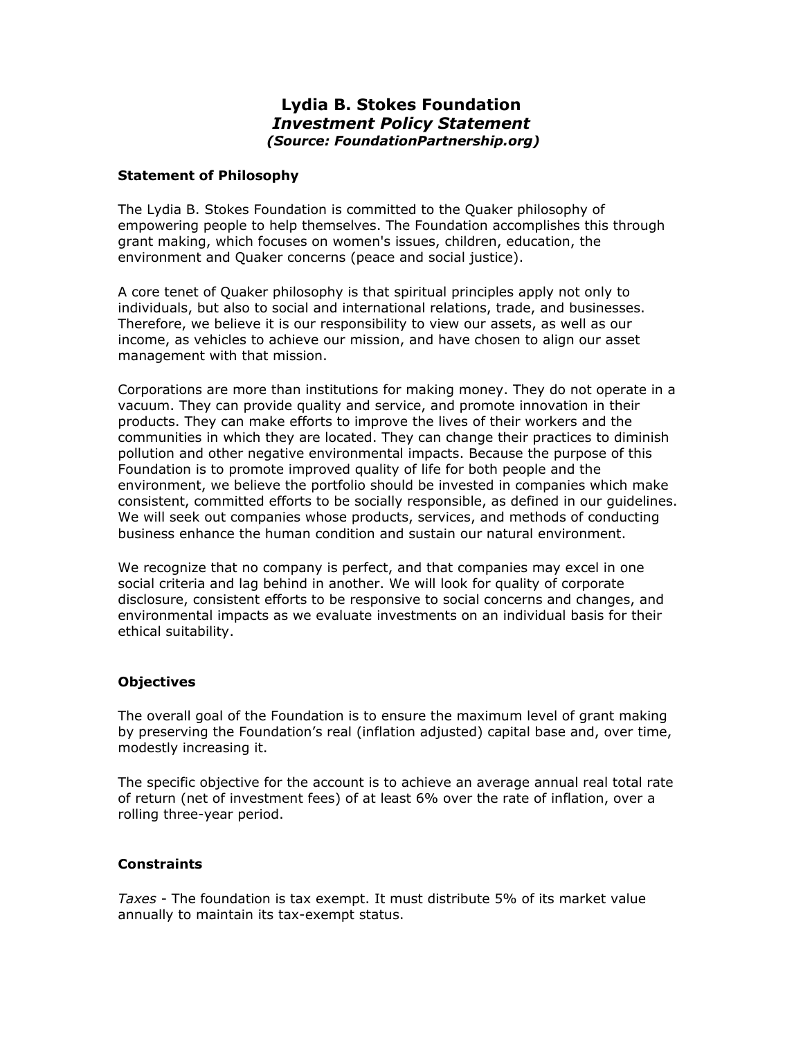# Lydia B. Stokes Foundation
## *Investment Policy Statement*
### *(Source: FoundationPartnership.org)*

**Statement of Philosophy**

The Lydia B. Stokes Foundation is committed to the Quaker philosophy of empowering people to help themselves. The Foundation accomplishes this through grant making, which focuses on women's issues, children, education, the environment and Quaker concerns (peace and social justice).

A core tenet of Quaker philosophy is that spiritual principles apply not only to individuals, but also to social and international relations, trade, and businesses. Therefore, we believe it is our responsibility to view our assets, as well as our income, as vehicles to achieve our mission, and have chosen to align our asset management with that mission.

Corporations are more than institutions for making money. They do not operate in a vacuum. They can provide quality and service, and promote innovation in their products. They can make efforts to improve the lives of their workers and the communities in which they are located. They can change their practices to diminish pollution and other negative environmental impacts. Because the purpose of this Foundation is to promote improved quality of life for both people and the environment, we believe the portfolio should be invested in companies which make consistent, committed efforts to be socially responsible, as defined in our guidelines. We will seek out companies whose products, services, and methods of conducting business enhance the human condition and sustain our natural environment.

We recognize that no company is perfect, and that companies may excel in one social criteria and lag behind in another. We will look for quality of corporate disclosure, consistent efforts to be responsive to social concerns and changes, and environmental impacts as we evaluate investments on an individual basis for their ethical suitability.

**Objectives**

The overall goal of the Foundation is to ensure the maximum level of grant making by preserving the Foundation's real (inflation adjusted) capital base and, over time, modestly increasing it.

The specific objective for the account is to achieve an average annual real total rate of return (net of investment fees) of at least 6% over the rate of inflation, over a rolling three-year period.

**Constraints**

*Taxes* - The foundation is tax exempt. It must distribute 5% of its market value annually to maintain its tax-exempt status.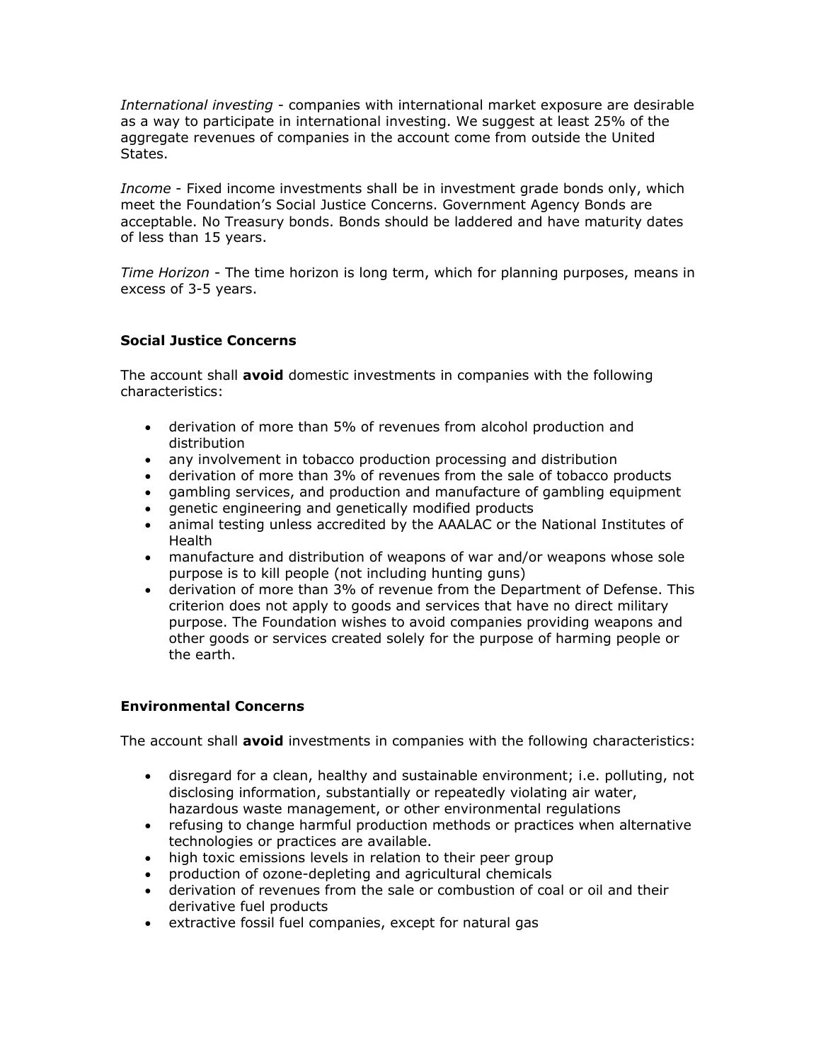*International investing* - companies with international market exposure are desirable as a way to participate in international investing. We suggest at least 25% of the aggregate revenues of companies in the account come from outside the United States.

*Income* - Fixed income investments shall be in investment grade bonds only, which meet the Foundation's Social Justice Concerns. Government Agency Bonds are acceptable. No Treasury bonds. Bonds should be laddered and have maturity dates of less than 15 years.

*Time Horizon* - The time horizon is long term, which for planning purposes, means in excess of 3-5 years.

**Social Justice Concerns**

The account shall **avoid** domestic investments in companies with the following characteristics:

- derivation of more than 5% of revenues from alcohol production and distribution
- any involvement in tobacco production processing and distribution
- derivation of more than 3% of revenues from the sale of tobacco products
- gambling services, and production and manufacture of gambling equipment
- genetic engineering and genetically modified products
- animal testing unless accredited by the AAALAC or the National Institutes of Health
- manufacture and distribution of weapons of war and/or weapons whose sole purpose is to kill people (not including hunting guns)
- derivation of more than 3% of revenue from the Department of Defense. This criterion does not apply to goods and services that have no direct military purpose. The Foundation wishes to avoid companies providing weapons and other goods or services created solely for the purpose of harming people or the earth.

**Environmental Concerns**

The account shall **avoid** investments in companies with the following characteristics:

- disregard for a clean, healthy and sustainable environment; i.e. polluting, not disclosing information, substantially or repeatedly violating air water, hazardous waste management, or other environmental regulations
- refusing to change harmful production methods or practices when alternative technologies or practices are available.
- high toxic emissions levels in relation to their peer group
- production of ozone-depleting and agricultural chemicals
- derivation of revenues from the sale or combustion of coal or oil and their derivative fuel products
- extractive fossil fuel companies, except for natural gas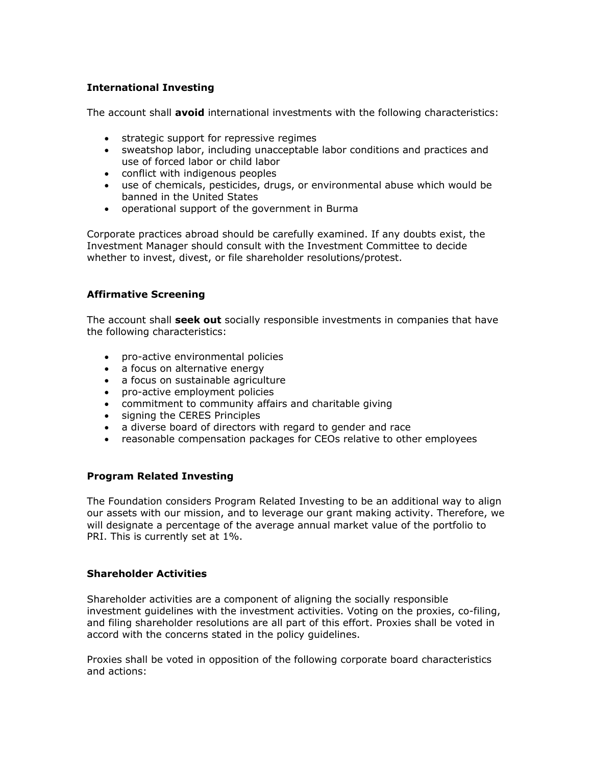### International Investing

The account shall **avoid** international investments with the following characteristics:

- strategic support for repressive regimes
- sweatshop labor, including unacceptable labor conditions and practices and use of forced labor or child labor
- conflict with indigenous peoples
- use of chemicals, pesticides, drugs, or environmental abuse which would be banned in the United States
- operational support of the government in Burma

Corporate practices abroad should be carefully examined. If any doubts exist, the Investment Manager should consult with the Investment Committee to decide whether to invest, divest, or file shareholder resolutions/protest.

### Affirmative Screening

The account shall **seek out** socially responsible investments in companies that have the following characteristics:

- pro-active environmental policies
- a focus on alternative energy
- a focus on sustainable agriculture
- pro-active employment policies
- commitment to community affairs and charitable giving
- signing the CERES Principles
- a diverse board of directors with regard to gender and race
- reasonable compensation packages for CEOs relative to other employees

### Program Related Investing

The Foundation considers Program Related Investing to be an additional way to align our assets with our mission, and to leverage our grant making activity. Therefore, we will designate a percentage of the average annual market value of the portfolio to PRI. This is currently set at 1%.

### Shareholder Activities

Shareholder activities are a component of aligning the socially responsible investment guidelines with the investment activities. Voting on the proxies, co-filing, and filing shareholder resolutions are all part of this effort. Proxies shall be voted in accord with the concerns stated in the policy guidelines.

Proxies shall be voted in opposition of the following corporate board characteristics and actions: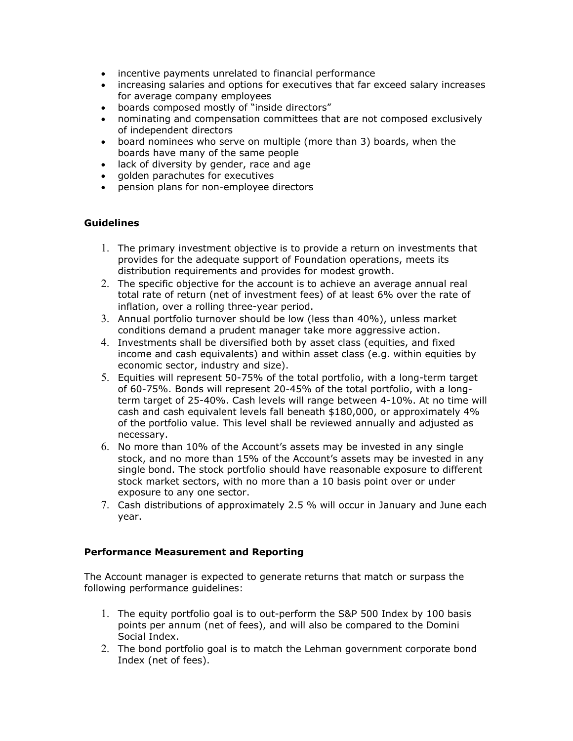- incentive payments unrelated to financial performance
- increasing salaries and options for executives that far exceed salary increases for average company employees
- boards composed mostly of "inside directors"
- nominating and compensation committees that are not composed exclusively of independent directors
- board nominees who serve on multiple (more than 3) boards, when the boards have many of the same people
- lack of diversity by gender, race and age
- golden parachutes for executives
- pension plans for non-employee directors

**Guidelines**

1. The primary investment objective is to provide a return on investments that provides for the adequate support of Foundation operations, meets its distribution requirements and provides for modest growth.
2. The specific objective for the account is to achieve an average annual real total rate of return (net of investment fees) of at least 6% over the rate of inflation, over a rolling three-year period.
3. Annual portfolio turnover should be low (less than 40%), unless market conditions demand a prudent manager take more aggressive action.
4. Investments shall be diversified both by asset class (equities, and fixed income and cash equivalents) and within asset class (e.g. within equities by economic sector, industry and size).
5. Equities will represent 50-75% of the total portfolio, with a long-term target of 60-75%. Bonds will represent 20-45% of the total portfolio, with a long-term target of 25-40%. Cash levels will range between 4-10%. At no time will cash and cash equivalent levels fall beneath $180,000, or approximately 4% of the portfolio value. This level shall be reviewed annually and adjusted as necessary.
6. No more than 10% of the Account's assets may be invested in any single stock, and no more than 15% of the Account's assets may be invested in any single bond. The stock portfolio should have reasonable exposure to different stock market sectors, with no more than a 10 basis point over or under exposure to any one sector.
7. Cash distributions of approximately 2.5 % will occur in January and June each year.

**Performance Measurement and Reporting**

The Account manager is expected to generate returns that match or surpass the following performance guidelines:

1. The equity portfolio goal is to out-perform the S&P 500 Index by 100 basis points per annum (net of fees), and will also be compared to the Domini Social Index.
2. The bond portfolio goal is to match the Lehman government corporate bond Index (net of fees).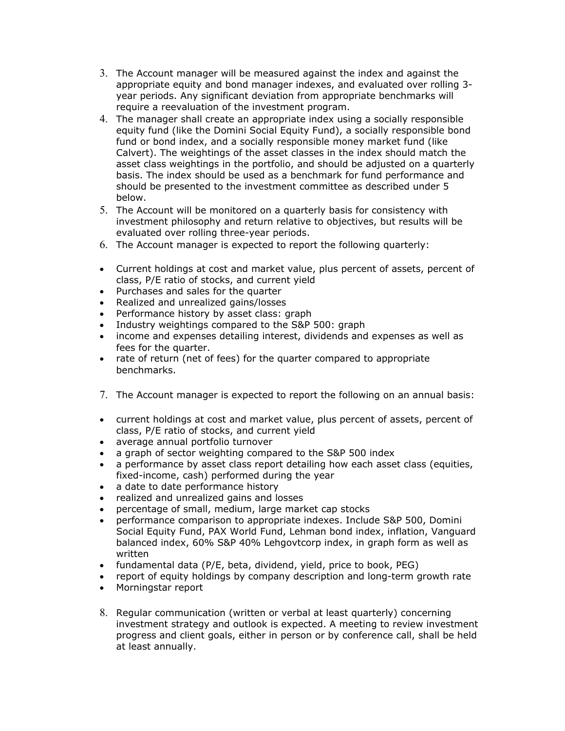3. The Account manager will be measured against the index and against the appropriate equity and bond manager indexes, and evaluated over rolling 3-year periods. Any significant deviation from appropriate benchmarks will require a reevaluation of the investment program.
4. The manager shall create an appropriate index using a socially responsible equity fund (like the Domini Social Equity Fund), a socially responsible bond fund or bond index, and a socially responsible money market fund (like Calvert). The weightings of the asset classes in the index should match the asset class weightings in the portfolio, and should be adjusted on a quarterly basis. The index should be used as a benchmark for fund performance and should be presented to the investment committee as described under 5 below.
5. The Account will be monitored on a quarterly basis for consistency with investment philosophy and return relative to objectives, but results will be evaluated over rolling three-year periods.
6. The Account manager is expected to report the following quarterly:

- Current holdings at cost and market value, plus percent of assets, percent of class, P/E ratio of stocks, and current yield
- Purchases and sales for the quarter
- Realized and unrealized gains/losses
- Performance history by asset class: graph
- Industry weightings compared to the S&P 500: graph
- income and expenses detailing interest, dividends and expenses as well as fees for the quarter.
- rate of return (net of fees) for the quarter compared to appropriate benchmarks.

7. The Account manager is expected to report the following on an annual basis:

- current holdings at cost and market value, plus percent of assets, percent of class, P/E ratio of stocks, and current yield
- average annual portfolio turnover
- a graph of sector weighting compared to the S&P 500 index
- a performance by asset class report detailing how each asset class (equities, fixed-income, cash) performed during the year
- a date to date performance history
- realized and unrealized gains and losses
- percentage of small, medium, large market cap stocks
- performance comparison to appropriate indexes. Include S&P 500, Domini Social Equity Fund, PAX World Fund, Lehman bond index, inflation, Vanguard balanced index, 60% S&P 40% Lehgovtcorp index, in graph form as well as written
- fundamental data (P/E, beta, dividend, yield, price to book, PEG)
- report of equity holdings by company description and long-term growth rate
- Morningstar report

8. Regular communication (written or verbal at least quarterly) concerning investment strategy and outlook is expected. A meeting to review investment progress and client goals, either in person or by conference call, shall be held at least annually.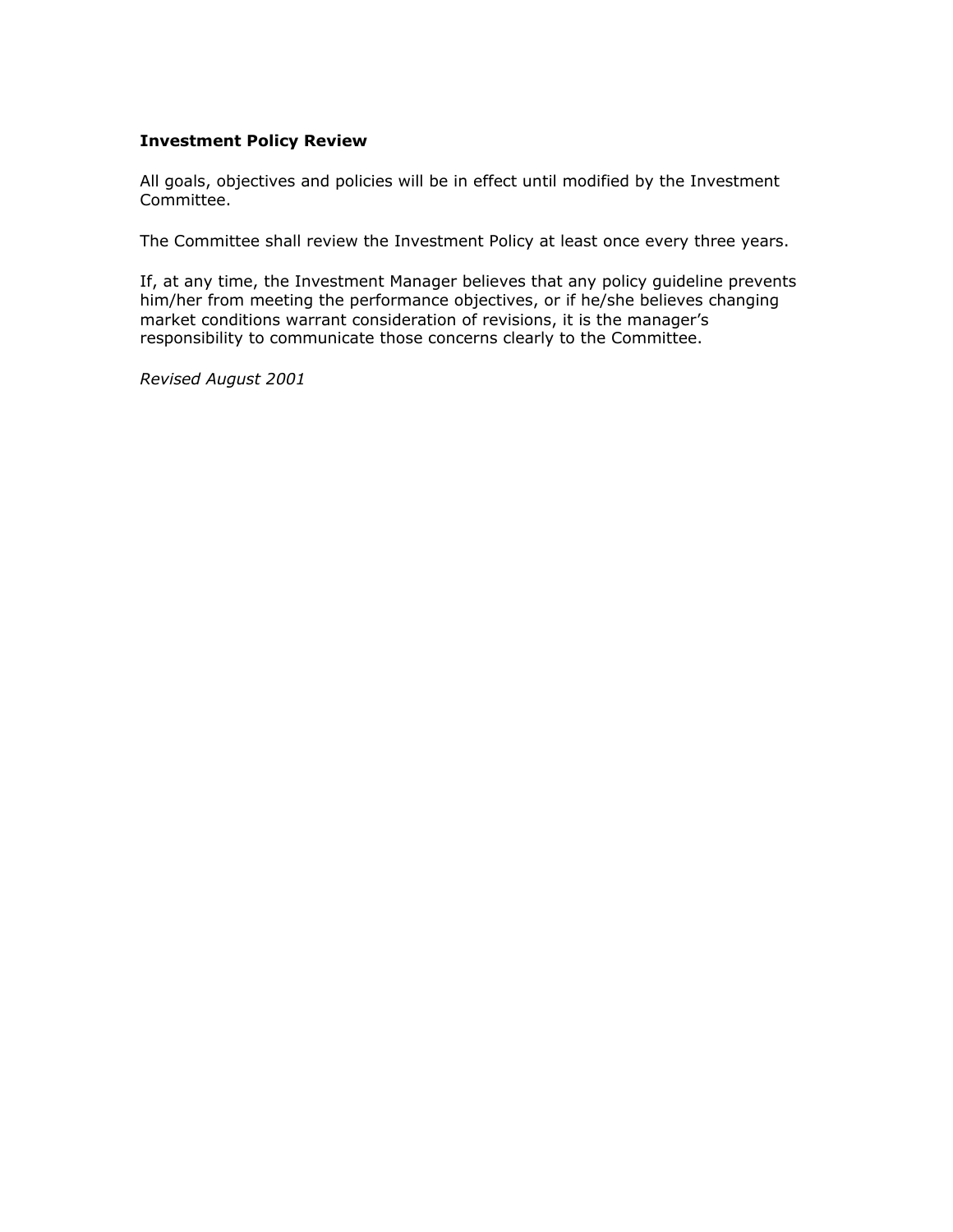**Investment Policy Review**

All goals, objectives and policies will be in effect until modified by the Investment Committee.

The Committee shall review the Investment Policy at least once every three years.

If, at any time, the Investment Manager believes that any policy guideline prevents him/her from meeting the performance objectives, or if he/she believes changing market conditions warrant consideration of revisions, it is the manager's responsibility to communicate those concerns clearly to the Committee.

*Revised August 2001*